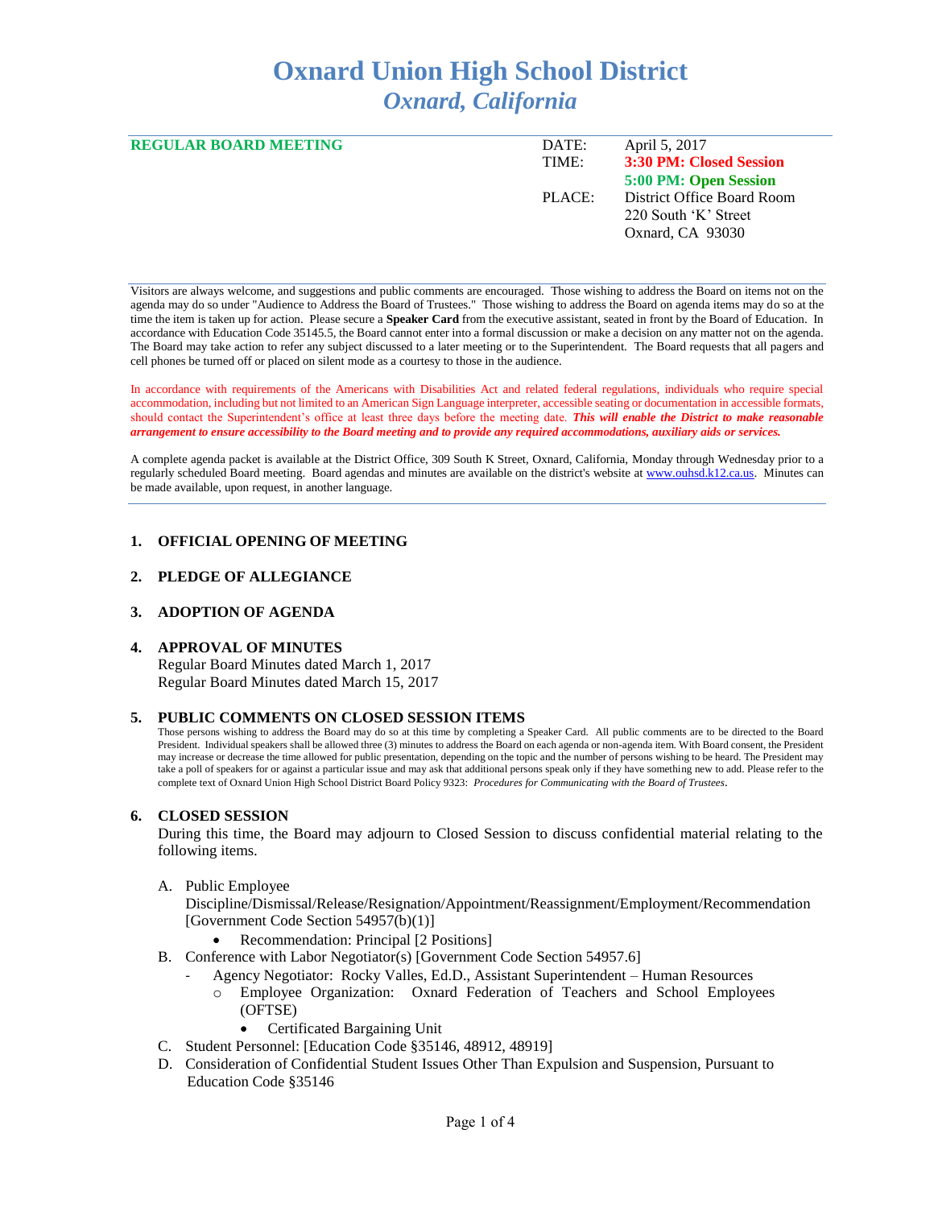# Oxnard Union High School District
## *Oxnard, California*

**REGULAR BOARD MEETING**

| | |
|---|---|
| DATE: | April 5, 2017 |
| TIME: | **3:30 PM: Closed Session** |
| | **5:00 PM: Open Session** |
| PLACE: | District Office Board Room |
| | 220 South 'K' Street |
| | Oxnard, CA 93030 |

Visitors are always welcome, and suggestions and public comments are encouraged. Those wishing to address the Board on items not on the agenda may do so under "Audience to Address the Board of Trustees." Those wishing to address the Board on agenda items may do so at the time the item is taken up for action. Please secure a **Speaker Card** from the executive assistant, seated in front by the Board of Education. In accordance with Education Code 35145.5, the Board cannot enter into a formal discussion or make a decision on any matter not on the agenda. The Board may take action to refer any subject discussed to a later meeting or to the Superintendent. The Board requests that all pagers and cell phones be turned off or placed on silent mode as a courtesy to those in the audience.

In accordance with requirements of the Americans with Disabilities Act and related federal regulations, individuals who require special accommodation, including but not limited to an American Sign Language interpreter, accessible seating or documentation in accessible formats, should contact the Superintendent's office at least three days before the meeting date. ***This will enable the District to make reasonable arrangement to ensure accessibility to the Board meeting and to provide any required accommodations, auxiliary aids or services.***

A complete agenda packet is available at the District Office, 309 South K Street, Oxnard, California, Monday through Wednesday prior to a regularly scheduled Board meeting. Board agendas and minutes are available on the district's website at www.ouhsd.k12.ca.us. Minutes can be made available, upon request, in another language.

## 1. OFFICIAL OPENING OF MEETING

## 2. PLEDGE OF ALLEGIANCE

## 3. ADOPTION OF AGENDA

## 4. APPROVAL OF MINUTES

Regular Board Minutes dated March 1, 2017
Regular Board Minutes dated March 15, 2017

## 5. PUBLIC COMMENTS ON CLOSED SESSION ITEMS

Those persons wishing to address the Board may do so at this time by completing a Speaker Card. All public comments are to be directed to the Board President. Individual speakers shall be allowed three (3) minutes to address the Board on each agenda or non-agenda item. With Board consent, the President may increase or decrease the time allowed for public presentation, depending on the topic and the number of persons wishing to be heard. The President may take a poll of speakers for or against a particular issue and may ask that additional persons speak only if they have something new to add. Please refer to the complete text of Oxnard Union High School District Board Policy 9323: *Procedures for Communicating with the Board of Trustees*.

## 6. CLOSED SESSION

During this time, the Board may adjourn to Closed Session to discuss confidential material relating to the following items.

A. Public Employee Discipline/Dismissal/Release/Resignation/Appointment/Reassignment/Employment/Recommendation [Government Code Section 54957(b)(1)]
   - Recommendation: Principal [2 Positions]

B. Conference with Labor Negotiator(s) [Government Code Section 54957.6]
   - Agency Negotiator: Rocky Valles, Ed.D., Assistant Superintendent – Human Resources
     - Employee Organization: Oxnard Federation of Teachers and School Employees (OFTSE)
       - Certificated Bargaining Unit

C. Student Personnel: [Education Code §35146, 48912, 48919]

D. Consideration of Confidential Student Issues Other Than Expulsion and Suspension, Pursuant to Education Code §35146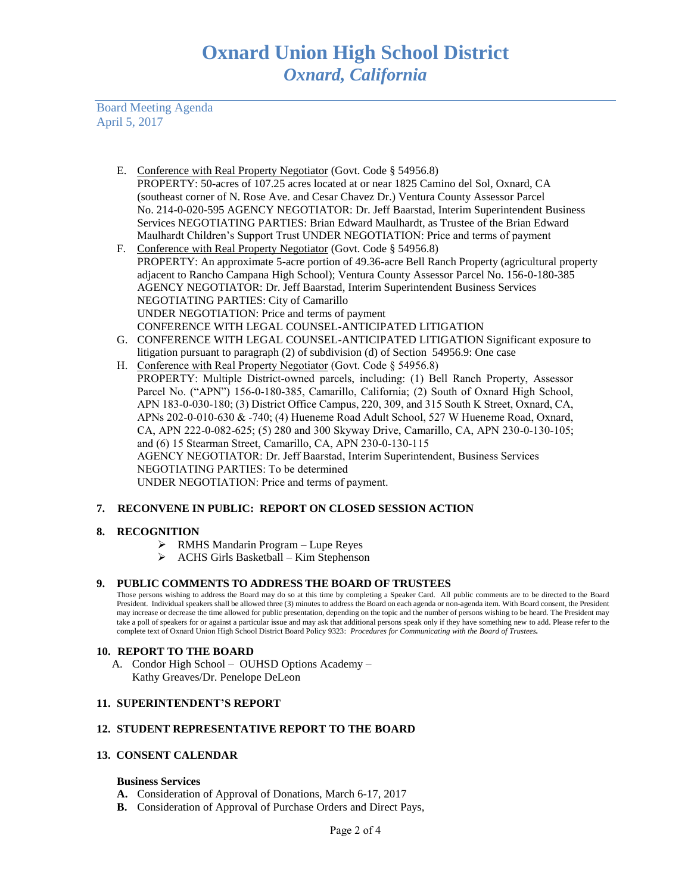Board Meeting Agenda
April 5, 2017

E. Conference with Real Property Negotiator (Govt. Code § 54956.8)
PROPERTY: 50-acres of 107.25 acres located at or near 1825 Camino del Sol, Oxnard, CA (southeast corner of N. Rose Ave. and Cesar Chavez Dr.) Ventura County Assessor Parcel No. 214-0-020-595 AGENCY NEGOTIATOR: Dr. Jeff Baarstad, Interim Superintendent Business Services NEGOTIATING PARTIES: Brian Edward Maulhardt, as Trustee of the Brian Edward Maulhardt Children's Support Trust UNDER NEGOTIATION: Price and terms of payment

F. Conference with Real Property Negotiator (Govt. Code § 54956.8)
PROPERTY: An approximate 5-acre portion of 49.36-acre Bell Ranch Property (agricultural property adjacent to Rancho Campana High School); Ventura County Assessor Parcel No. 156-0-180-385
AGENCY NEGOTIATOR: Dr. Jeff Baarstad, Interim Superintendent Business Services
NEGOTIATING PARTIES: City of Camarillo
UNDER NEGOTIATION: Price and terms of payment
CONFERENCE WITH LEGAL COUNSEL-ANTICIPATED LITIGATION

G. CONFERENCE WITH LEGAL COUNSEL-ANTICIPATED LITIGATION Significant exposure to litigation pursuant to paragraph (2) of subdivision (d) of Section 54956.9: One case

H. Conference with Real Property Negotiator (Govt. Code § 54956.8)
PROPERTY: Multiple District-owned parcels, including: (1) Bell Ranch Property, Assessor Parcel No. ("APN") 156-0-180-385, Camarillo, California; (2) South of Oxnard High School, APN 183-0-030-180; (3) District Office Campus, 220, 309, and 315 South K Street, Oxnard, CA, APNs 202-0-010-630 & -740; (4) Hueneme Road Adult School, 527 W Hueneme Road, Oxnard, CA, APN 222-0-082-625; (5) 280 and 300 Skyway Drive, Camarillo, CA, APN 230-0-130-105; and (6) 15 Stearman Street, Camarillo, CA, APN 230-0-130-115
AGENCY NEGOTIATOR: Dr. Jeff Baarstad, Interim Superintendent, Business Services
NEGOTIATING PARTIES: To be determined
UNDER NEGOTIATION: Price and terms of payment.

## 7. RECONVENE IN PUBLIC: REPORT ON CLOSED SESSION ACTION

## 8. RECOGNITION

- RMHS Mandarin Program – Lupe Reyes
- ACHS Girls Basketball – Kim Stephenson

## 9. PUBLIC COMMENTS TO ADDRESS THE BOARD OF TRUSTEES

Those persons wishing to address the Board may do so at this time by completing a Speaker Card. All public comments are to be directed to the Board President. Individual speakers shall be allowed three (3) minutes to address the Board on each agenda or non-agenda item. With Board consent, the President may increase or decrease the time allowed for public presentation, depending on the topic and the number of persons wishing to be heard. The President may take a poll of speakers for or against a particular issue and may ask that additional persons speak only if they have something new to add. Please refer to the complete text of Oxnard Union High School District Board Policy 9323: ***Procedures for Communicating with the Board of Trustees.***

## 10. REPORT TO THE BOARD

A. Condor High School – OUHSD Options Academy –
Kathy Greaves/Dr. Penelope DeLeon

## 11. SUPERINTENDENT'S REPORT

## 12. STUDENT REPRESENTATIVE REPORT TO THE BOARD

## 13. CONSENT CALENDAR

**Business Services**

**A.** Consideration of Approval of Donations, March 6-17, 2017

**B.** Consideration of Approval of Purchase Orders and Direct Pays,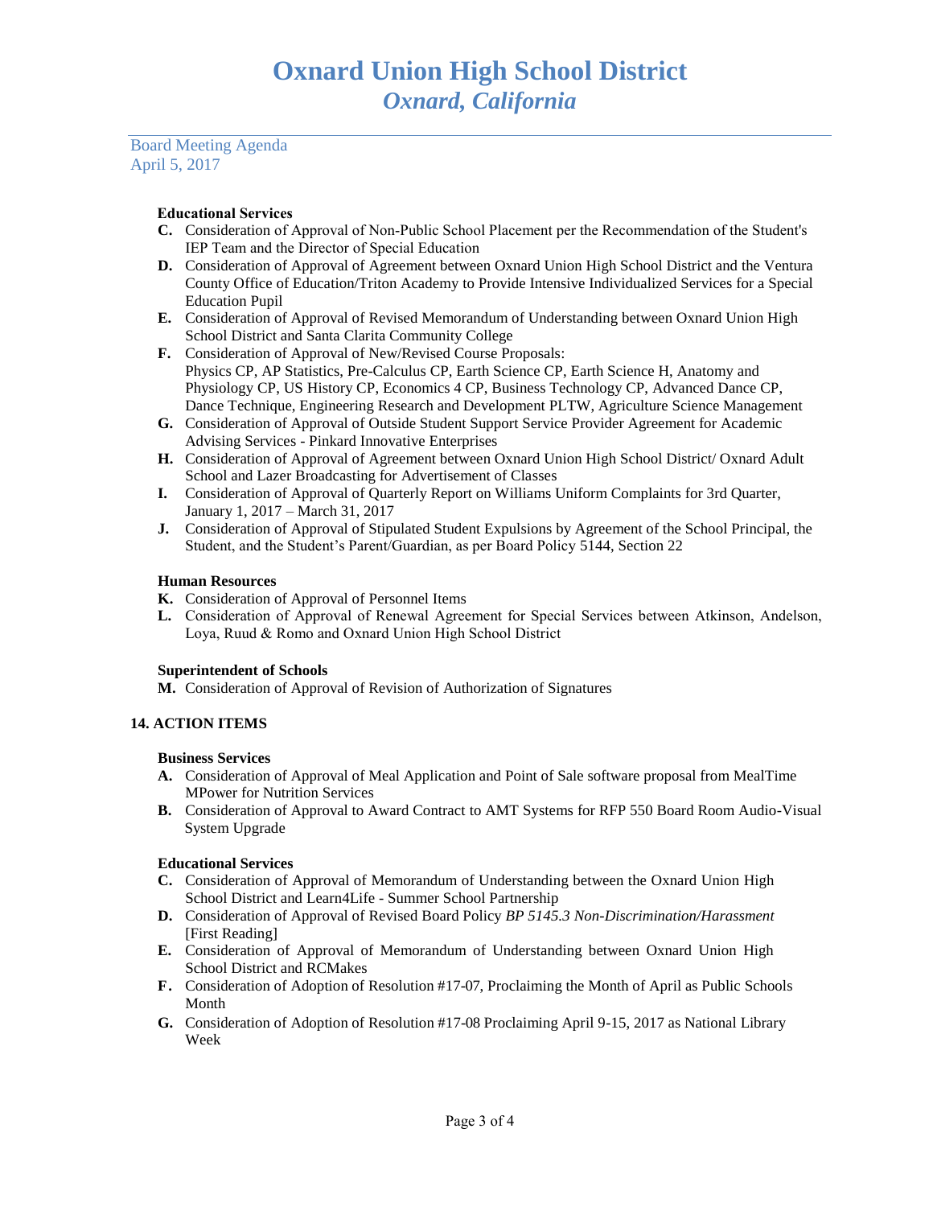Board Meeting Agenda
April 5, 2017

**Educational Services**

**C.** Consideration of Approval of Non-Public School Placement per the Recommendation of the Student's IEP Team and the Director of Special Education

**D.** Consideration of Approval of Agreement between Oxnard Union High School District and the Ventura County Office of Education/Triton Academy to Provide Intensive Individualized Services for a Special Education Pupil

**E.** Consideration of Approval of Revised Memorandum of Understanding between Oxnard Union High School District and Santa Clarita Community College

**F.** Consideration of Approval of New/Revised Course Proposals:
Physics CP, AP Statistics, Pre-Calculus CP, Earth Science CP, Earth Science H, Anatomy and Physiology CP, US History CP, Economics 4 CP, Business Technology CP, Advanced Dance CP, Dance Technique, Engineering Research and Development PLTW, Agriculture Science Management

**G.** Consideration of Approval of Outside Student Support Service Provider Agreement for Academic Advising Services - Pinkard Innovative Enterprises

**H.** Consideration of Approval of Agreement between Oxnard Union High School District/ Oxnard Adult School and Lazer Broadcasting for Advertisement of Classes

**I.** Consideration of Approval of Quarterly Report on Williams Uniform Complaints for 3rd Quarter, January 1, 2017 – March 31, 2017

**J.** Consideration of Approval of Stipulated Student Expulsions by Agreement of the School Principal, the Student, and the Student's Parent/Guardian, as per Board Policy 5144, Section 22

**Human Resources**

**K.** Consideration of Approval of Personnel Items

**L.** Consideration of Approval of Renewal Agreement for Special Services between Atkinson, Andelson, Loya, Ruud & Romo and Oxnard Union High School District

**Superintendent of Schools**

**M.** Consideration of Approval of Revision of Authorization of Signatures

## 14. ACTION ITEMS

**Business Services**

**A.** Consideration of Approval of Meal Application and Point of Sale software proposal from MealTime MPower for Nutrition Services

**B.** Consideration of Approval to Award Contract to AMT Systems for RFP 550 Board Room Audio-Visual System Upgrade

**Educational Services**

**C.** Consideration of Approval of Memorandum of Understanding between the Oxnard Union High School District and Learn4Life - Summer School Partnership

**D.** Consideration of Approval of Revised Board Policy *BP 5145.3 Non-Discrimination/Harassment* [First Reading]

**E.** Consideration of Approval of Memorandum of Understanding between Oxnard Union High School District and RCMakes

**F.** Consideration of Adoption of Resolution #17-07, Proclaiming the Month of April as Public Schools Month

**G.** Consideration of Adoption of Resolution #17-08 Proclaiming April 9-15, 2017 as National Library Week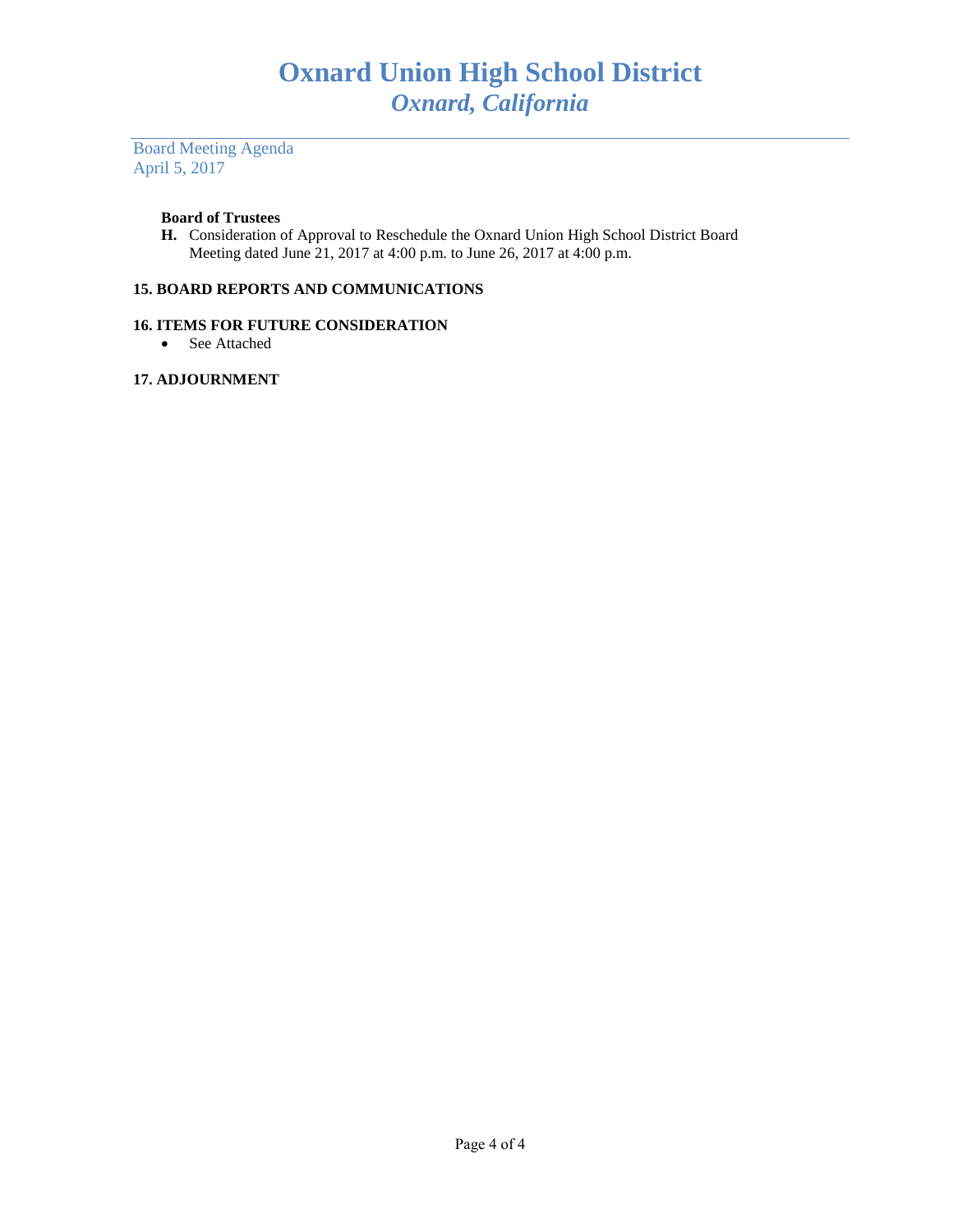**Board of Trustees**

**H.** Consideration of Approval to Reschedule the Oxnard Union High School District Board Meeting dated June 21, 2017 at 4:00 p.m. to June 26, 2017 at 4:00 p.m.

**15. BOARD REPORTS AND COMMUNICATIONS**

**16. ITEMS FOR FUTURE CONSIDERATION**

- See Attached

**17. ADJOURNMENT**